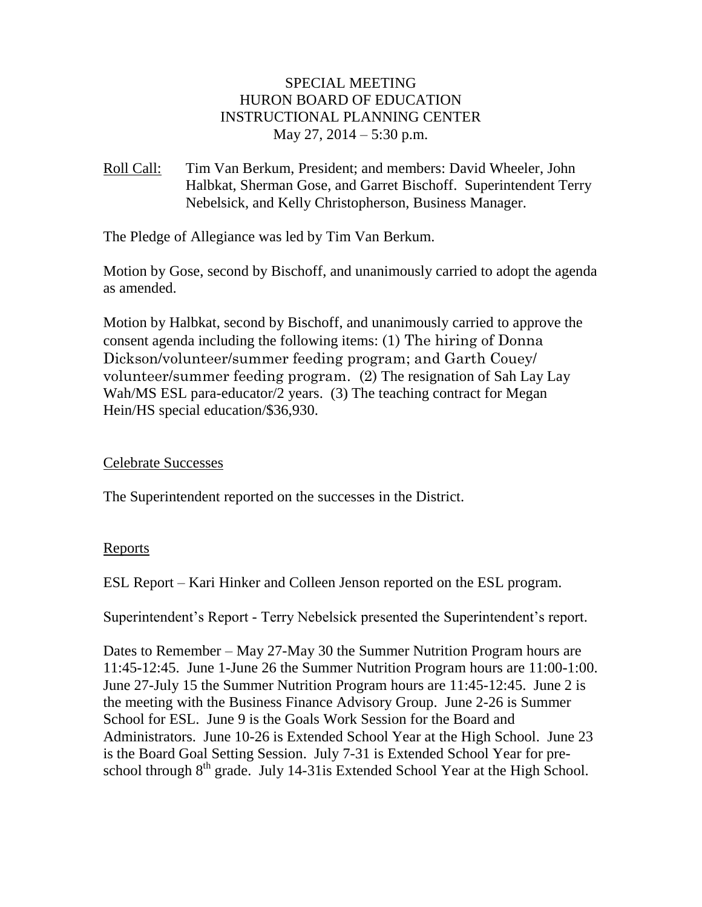# SPECIAL MEETING
# HURON BOARD OF EDUCATION
# INSTRUCTIONAL PLANNING CENTER
## May 27, 2014 – 5:30 p.m.

<u>Roll Call:</u> Tim Van Berkum, President; and members: David Wheeler, John Halbkat, Sherman Gose, and Garret Bischoff. Superintendent Terry Nebelsick, and Kelly Christopherson, Business Manager.

The Pledge of Allegiance was led by Tim Van Berkum.

Motion by Gose, second by Bischoff, and unanimously carried to adopt the agenda as amended.

Motion by Halbkat, second by Bischoff, and unanimously carried to approve the consent agenda including the following items: (1) The hiring of Donna Dickson/volunteer/summer feeding program; and Garth Couey/volunteer/summer feeding program. (2) The resignation of Sah Lay Lay Wah/MS ESL para-educator/2 years. (3) The teaching contract for Megan Hein/HS special education/$36,930.

<u>Celebrate Successes</u>

The Superintendent reported on the successes in the District.

<u>Reports</u>

ESL Report – Kari Hinker and Colleen Jenson reported on the ESL program.

Superintendent's Report - Terry Nebelsick presented the Superintendent's report.

Dates to Remember – May 27-May 30 the Summer Nutrition Program hours are 11:45-12:45. June 1-June 26 the Summer Nutrition Program hours are 11:00-1:00. June 27-July 15 the Summer Nutrition Program hours are 11:45-12:45. June 2 is the meeting with the Business Finance Advisory Group. June 2-26 is Summer School for ESL. June 9 is the Goals Work Session for the Board and Administrators. June 10-26 is Extended School Year at the High School. June 23 is the Board Goal Setting Session. July 7-31 is Extended School Year for pre-school through 8th grade. July 14-31is Extended School Year at the High School.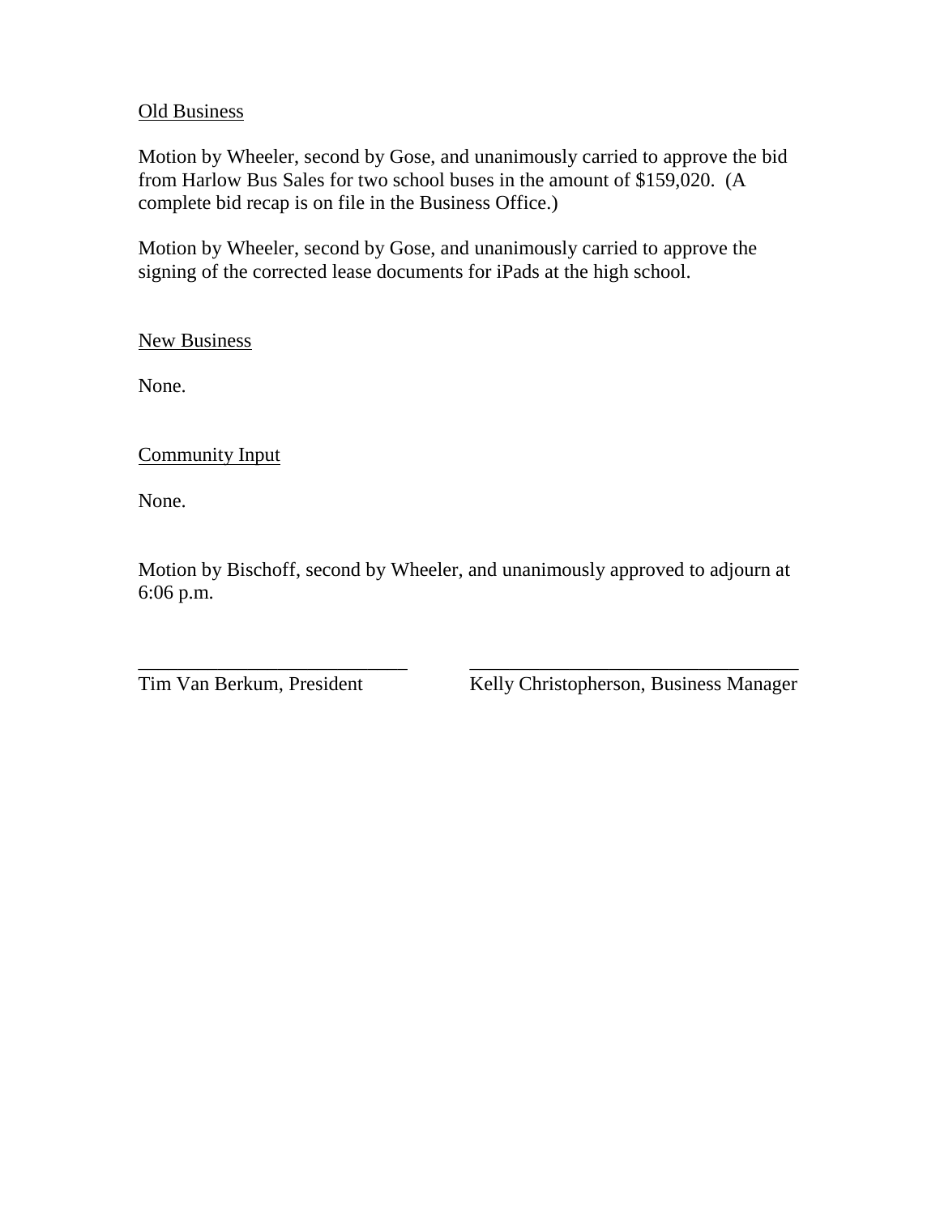Old Business

Motion by Wheeler, second by Gose, and unanimously carried to approve the bid from Harlow Bus Sales for two school buses in the amount of $159,020. (A complete bid recap is on file in the Business Office.)

Motion by Wheeler, second by Gose, and unanimously carried to approve the signing of the corrected lease documents for iPads at the high school.

New Business

None.

Community Input

None.

Motion by Bischoff, second by Wheeler, and unanimously approved to adjourn at 6:06 p.m.

_____________________________ 
Tim Van Berkum, President

___________________________________ 
Kelly Christopherson, Business Manager